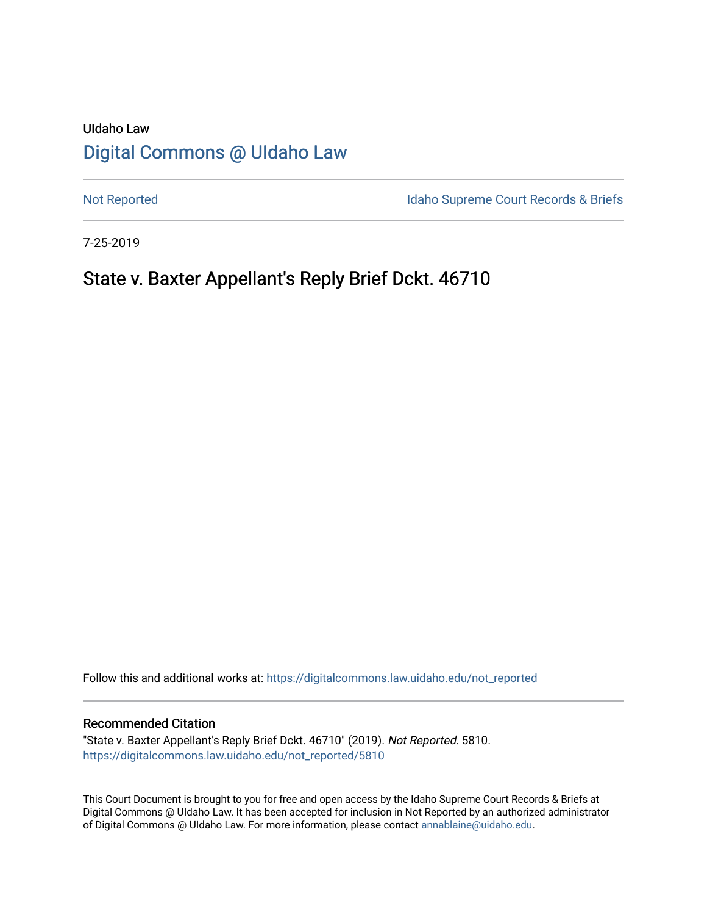UIdaho Law

# Digital Commons @ UIdaho Law

Not Reported

Idaho Supreme Court Records & Briefs

7-25-2019

## State v. Baxter Appellant's Reply Brief Dckt. 46710

Follow this and additional works at: https://digitalcommons.law.uidaho.edu/not_reported

### Recommended Citation

"State v. Baxter Appellant's Reply Brief Dckt. 46710" (2019). *Not Reported*. 5810.
https://digitalcommons.law.uidaho.edu/not_reported/5810

This Court Document is brought to you for free and open access by the Idaho Supreme Court Records & Briefs at Digital Commons @ UIdaho Law. It has been accepted for inclusion in Not Reported by an authorized administrator of Digital Commons @ UIdaho Law. For more information, please contact annablaine@uidaho.edu.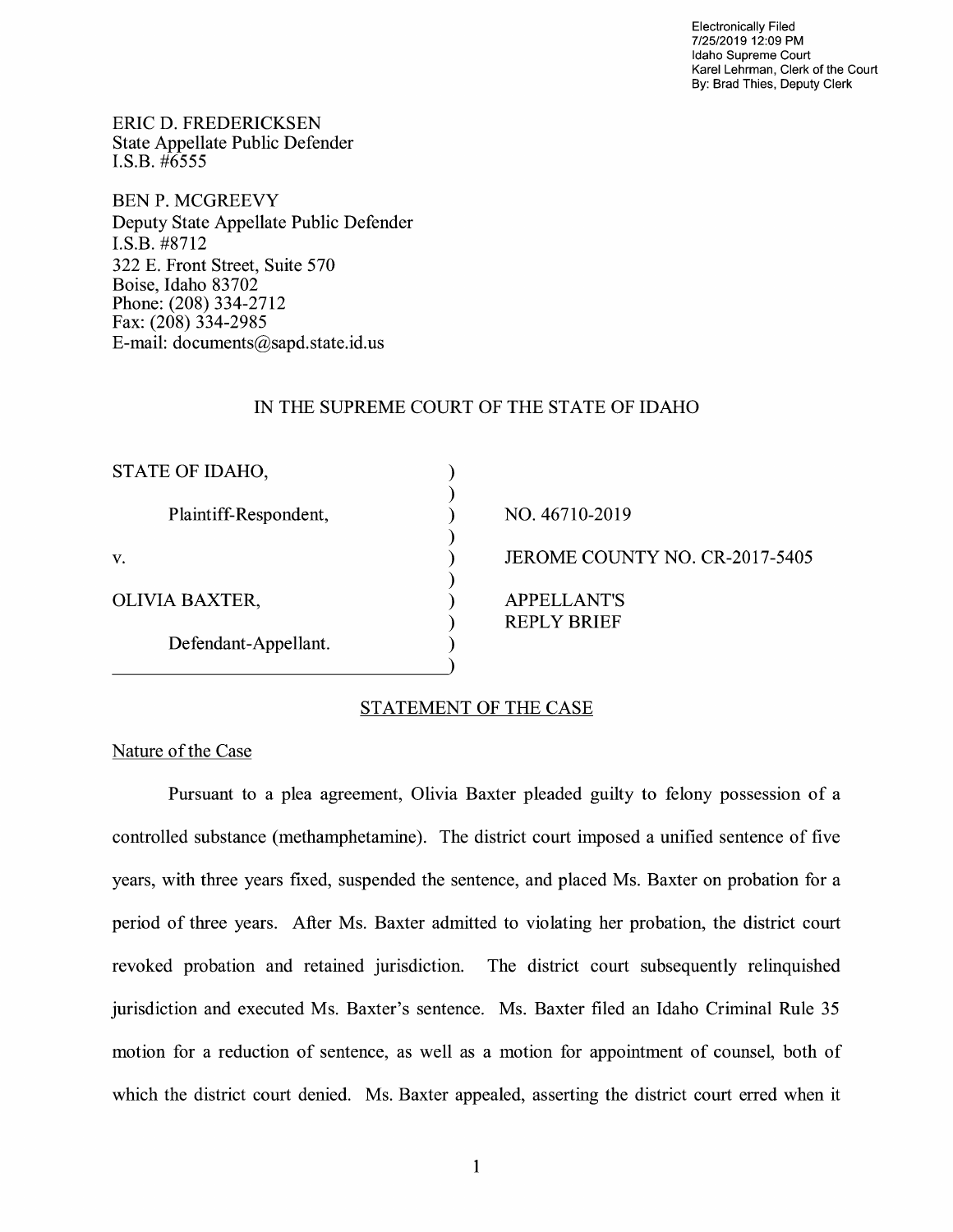Electronically Filed
7/25/2019 12:09 PM
Idaho Supreme Court
Karel Lehrman, Clerk of the Court
By: Brad Thies, Deputy Clerk

ERIC D. FREDERICKSEN
State Appellate Public Defender
I.S.B. #6555

BEN P. MCGREEVY
Deputy State Appellate Public Defender
I.S.B. #8712
322 E. Front Street, Suite 570
Boise, Idaho 83702
Phone: (208) 334-2712
Fax: (208) 334-2985
E-mail: documents@sapd.state.id.us

IN THE SUPREME COURT OF THE STATE OF IDAHO

| | | |
|---|---|---|
| STATE OF IDAHO, | ) | |
| | ) | |
| Plaintiff-Respondent, | ) | NO. 46710-2019 |
| | ) | |
| v. | ) | JEROME COUNTY NO. CR-2017-5405 |
| | ) | |
| OLIVIA BAXTER, | ) | APPELLANT'S |
| | ) | REPLY BRIEF |
| Defendant-Appellant. | ) | |
| | ) | |

## STATEMENT OF THE CASE

### Nature of the Case

Pursuant to a plea agreement, Olivia Baxter pleaded guilty to felony possession of a controlled substance (methamphetamine). The district court imposed a unified sentence of five years, with three years fixed, suspended the sentence, and placed Ms. Baxter on probation for a period of three years. After Ms. Baxter admitted to violating her probation, the district court revoked probation and retained jurisdiction. The district court subsequently relinquished jurisdiction and executed Ms. Baxter's sentence. Ms. Baxter filed an Idaho Criminal Rule 35 motion for a reduction of sentence, as well as a motion for appointment of counsel, both of which the district court denied. Ms. Baxter appealed, asserting the district court erred when it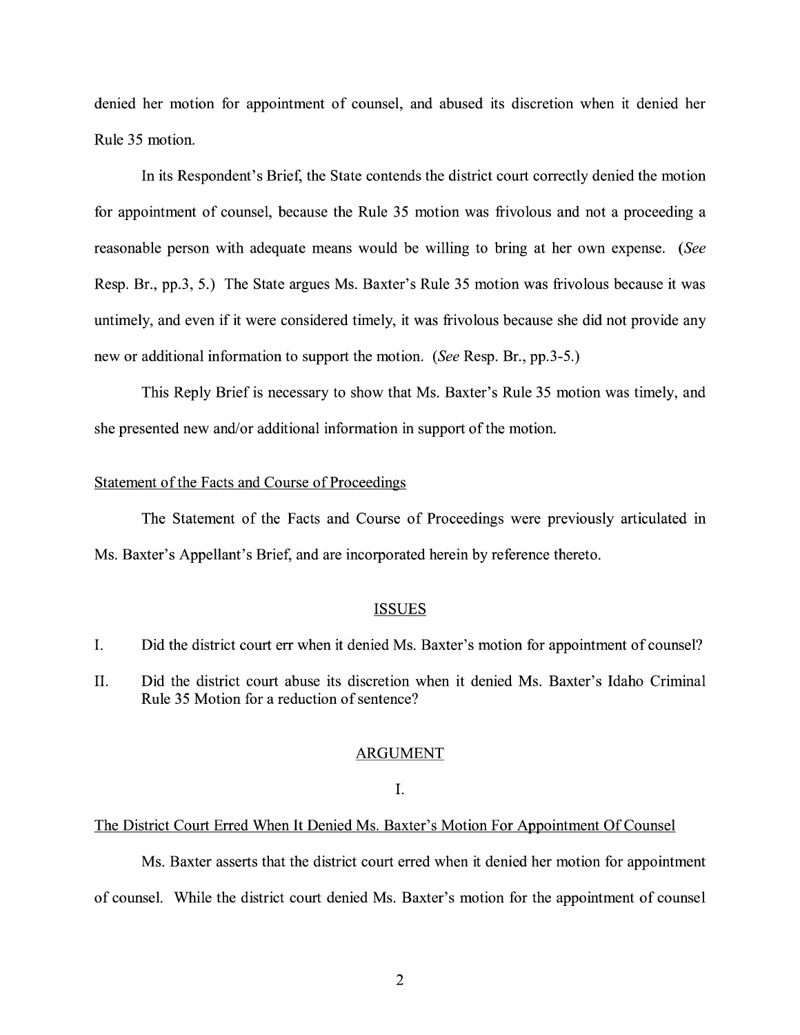denied her motion for appointment of counsel, and abused its discretion when it denied her Rule 35 motion.

In its Respondent's Brief, the State contends the district court correctly denied the motion for appointment of counsel, because the Rule 35 motion was frivolous and not a proceeding a reasonable person with adequate means would be willing to bring at her own expense. (*See* Resp. Br., pp.3, 5.) The State argues Ms. Baxter's Rule 35 motion was frivolous because it was untimely, and even if it were considered timely, it was frivolous because she did not provide any new or additional information to support the motion. (*See* Resp. Br., pp.3-5.)

This Reply Brief is necessary to show that Ms. Baxter's Rule 35 motion was timely, and she presented new and/or additional information in support of the motion.

## Statement of the Facts and Course of Proceedings

The Statement of the Facts and Course of Proceedings were previously articulated in Ms. Baxter's Appellant's Brief, and are incorporated herein by reference thereto.

## ISSUES

I. Did the district court err when it denied Ms. Baxter's motion for appointment of counsel?

II. Did the district court abuse its discretion when it denied Ms. Baxter's Idaho Criminal Rule 35 Motion for a reduction of sentence?

## ARGUMENT

### I.

### The District Court Erred When It Denied Ms. Baxter's Motion For Appointment Of Counsel

Ms. Baxter asserts that the district court erred when it denied her motion for appointment of counsel. While the district court denied Ms. Baxter's motion for the appointment of counsel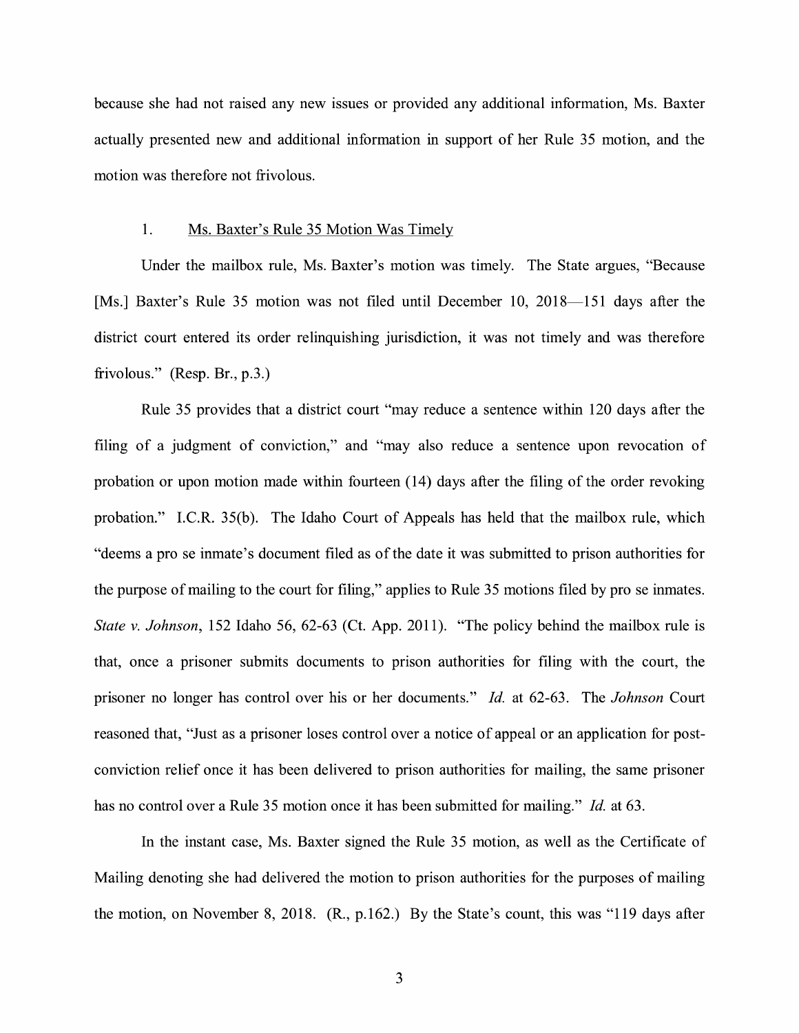because she had not raised any new issues or provided any additional information, Ms. Baxter actually presented new and additional information in support of her Rule 35 motion, and the motion was therefore not frivolous.

1. Ms. Baxter's Rule 35 Motion Was Timely

Under the mailbox rule, Ms. Baxter's motion was timely. The State argues, "Because [Ms.] Baxter's Rule 35 motion was not filed until December 10, 2018—151 days after the district court entered its order relinquishing jurisdiction, it was not timely and was therefore frivolous." (Resp. Br., p.3.)

Rule 35 provides that a district court "may reduce a sentence within 120 days after the filing of a judgment of conviction," and "may also reduce a sentence upon revocation of probation or upon motion made within fourteen (14) days after the filing of the order revoking probation." I.C.R. 35(b). The Idaho Court of Appeals has held that the mailbox rule, which "deems a pro se inmate's document filed as of the date it was submitted to prison authorities for the purpose of mailing to the court for filing," applies to Rule 35 motions filed by pro se inmates. *State v. Johnson*, 152 Idaho 56, 62-63 (Ct. App. 2011). "The policy behind the mailbox rule is that, once a prisoner submits documents to prison authorities for filing with the court, the prisoner no longer has control over his or her documents." *Id.* at 62-63. The *Johnson* Court reasoned that, "Just as a prisoner loses control over a notice of appeal or an application for post-conviction relief once it has been delivered to prison authorities for mailing, the same prisoner has no control over a Rule 35 motion once it has been submitted for mailing." *Id.* at 63.

In the instant case, Ms. Baxter signed the Rule 35 motion, as well as the Certificate of Mailing denoting she had delivered the motion to prison authorities for the purposes of mailing the motion, on November 8, 2018. (R., p.162.) By the State's count, this was "119 days after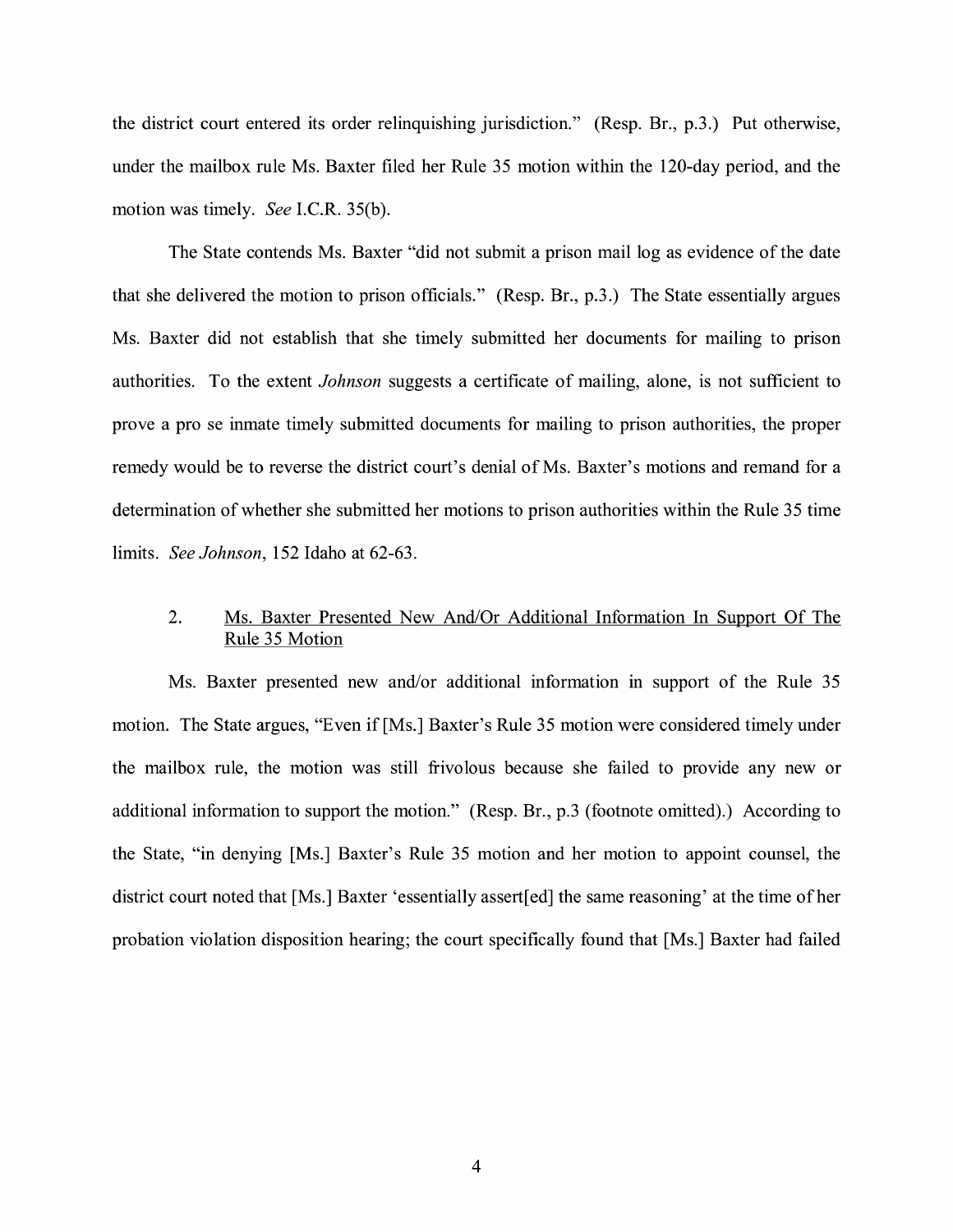the district court entered its order relinquishing jurisdiction." (Resp. Br., p.3.) Put otherwise, under the mailbox rule Ms. Baxter filed her Rule 35 motion within the 120-day period, and the motion was timely. *See* I.C.R. 35(b).

The State contends Ms. Baxter "did not submit a prison mail log as evidence of the date that she delivered the motion to prison officials." (Resp. Br., p.3.) The State essentially argues Ms. Baxter did not establish that she timely submitted her documents for mailing to prison authorities. To the extent *Johnson* suggests a certificate of mailing, alone, is not sufficient to prove a pro se inmate timely submitted documents for mailing to prison authorities, the proper remedy would be to reverse the district court's denial of Ms. Baxter's motions and remand for a determination of whether she submitted her motions to prison authorities within the Rule 35 time limits. *See Johnson*, 152 Idaho at 62-63.

2. Ms. Baxter Presented New And/Or Additional Information In Support Of The Rule 35 Motion

Ms. Baxter presented new and/or additional information in support of the Rule 35 motion. The State argues, "Even if [Ms.] Baxter's Rule 35 motion were considered timely under the mailbox rule, the motion was still frivolous because she failed to provide any new or additional information to support the motion." (Resp. Br., p.3 (footnote omitted).) According to the State, "in denying [Ms.] Baxter's Rule 35 motion and her motion to appoint counsel, the district court noted that [Ms.] Baxter 'essentially assert[ed] the same reasoning' at the time of her probation violation disposition hearing; the court specifically found that [Ms.] Baxter had failed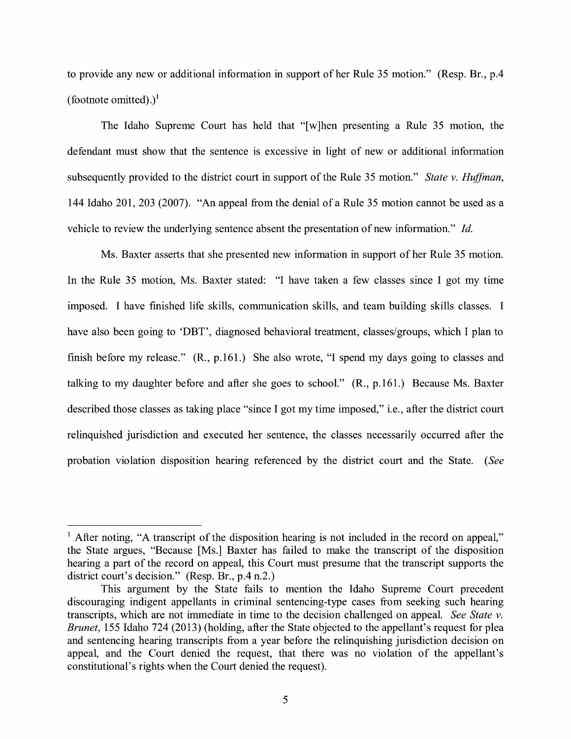to provide any new or additional information in support of her Rule 35 motion." (Resp. Br., p.4 (footnote omitted).)[1]

The Idaho Supreme Court has held that "[w]hen presenting a Rule 35 motion, the defendant must show that the sentence is excessive in light of new or additional information subsequently provided to the district court in support of the Rule 35 motion." *State v. Huffman*, 144 Idaho 201, 203 (2007). "An appeal from the denial of a Rule 35 motion cannot be used as a vehicle to review the underlying sentence absent the presentation of new information." *Id.*

Ms. Baxter asserts that she presented new information in support of her Rule 35 motion. In the Rule 35 motion, Ms. Baxter stated: "I have taken a few classes since I got my time imposed. I have finished life skills, communication skills, and team building skills classes. I have also been going to 'DBT', diagnosed behavioral treatment, classes/groups, which I plan to finish before my release." (R., p.161.) She also wrote, "I spend my days going to classes and talking to my daughter before and after she goes to school." (R., p.161.) Because Ms. Baxter described those classes as taking place "since I got my time imposed," i.e., after the district court relinquished jurisdiction and executed her sentence, the classes necessarily occurred after the probation violation disposition hearing referenced by the district court and the State. (*See*

---

[1] After noting, "A transcript of the disposition hearing is not included in the record on appeal," the State argues, "Because [Ms.] Baxter has failed to make the transcript of the disposition hearing a part of the record on appeal, this Court must presume that the transcript supports the district court's decision." (Resp. Br., p.4 n.2.)

This argument by the State fails to mention the Idaho Supreme Court precedent discouraging indigent appellants in criminal sentencing-type cases from seeking such hearing transcripts, which are not immediate in time to the decision challenged on appeal. *See State v. Brunet*, 155 Idaho 724 (2013) (holding, after the State objected to the appellant's request for plea and sentencing hearing transcripts from a year before the relinquishing jurisdiction decision on appeal, and the Court denied the request, that there was no violation of the appellant's constitutional's rights when the Court denied the request).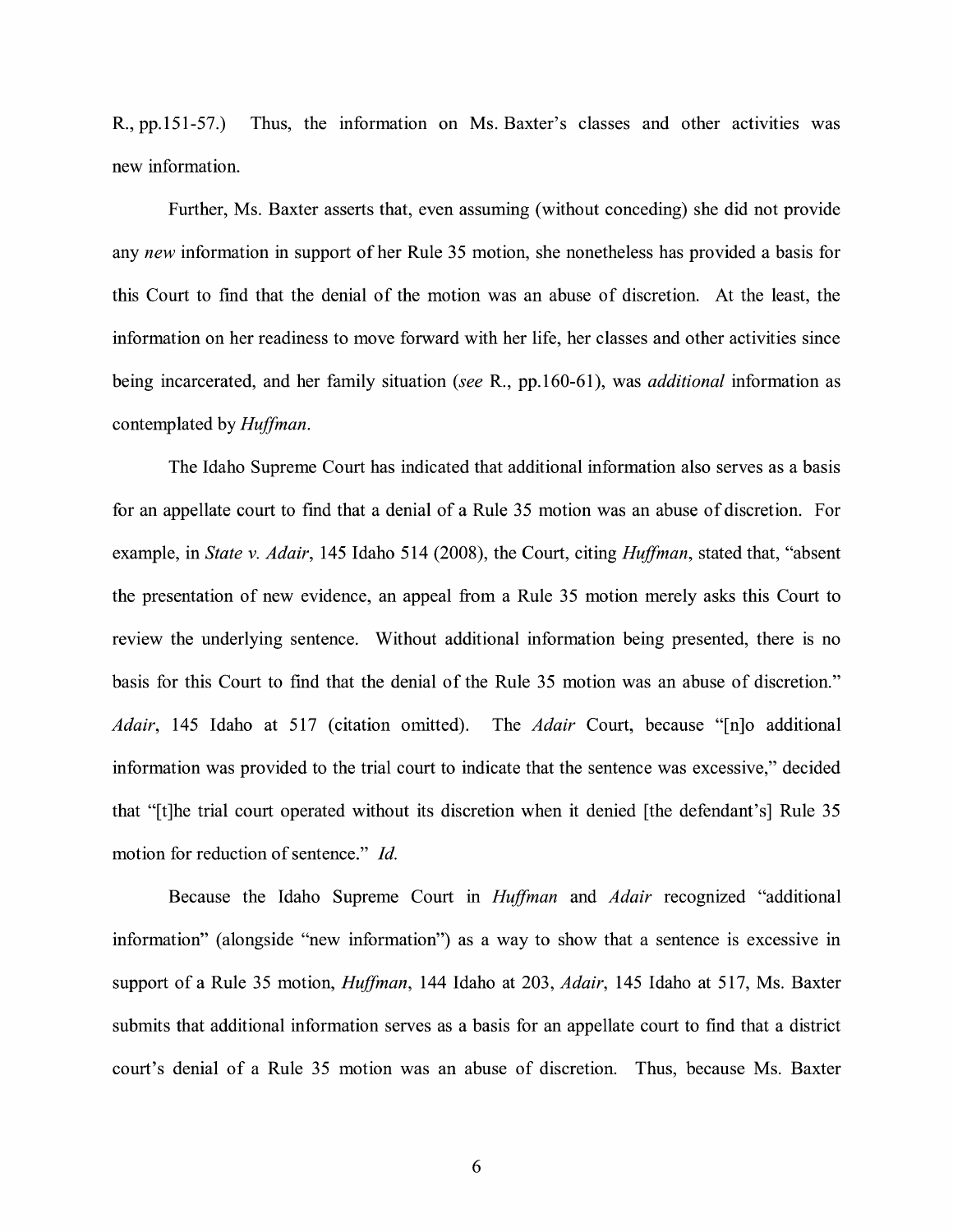R., pp.151-57.) Thus, the information on Ms. Baxter's classes and other activities was new information.

Further, Ms. Baxter asserts that, even assuming (without conceding) she did not provide any *new* information in support of her Rule 35 motion, she nonetheless has provided a basis for this Court to find that the denial of the motion was an abuse of discretion. At the least, the information on her readiness to move forward with her life, her classes and other activities since being incarcerated, and her family situation (*see* R., pp.160-61), was *additional* information as contemplated by *Huffman*.

The Idaho Supreme Court has indicated that additional information also serves as a basis for an appellate court to find that a denial of a Rule 35 motion was an abuse of discretion. For example, in *State v. Adair*, 145 Idaho 514 (2008), the Court, citing *Huffman*, stated that, "absent the presentation of new evidence, an appeal from a Rule 35 motion merely asks this Court to review the underlying sentence. Without additional information being presented, there is no basis for this Court to find that the denial of the Rule 35 motion was an abuse of discretion." *Adair*, 145 Idaho at 517 (citation omitted). The *Adair* Court, because "[n]o additional information was provided to the trial court to indicate that the sentence was excessive," decided that "[t]he trial court operated without its discretion when it denied [the defendant's] Rule 35 motion for reduction of sentence." *Id.*

Because the Idaho Supreme Court in *Huffman* and *Adair* recognized "additional information" (alongside "new information") as a way to show that a sentence is excessive in support of a Rule 35 motion, *Huffman*, 144 Idaho at 203, *Adair*, 145 Idaho at 517, Ms. Baxter submits that additional information serves as a basis for an appellate court to find that a district court's denial of a Rule 35 motion was an abuse of discretion. Thus, because Ms. Baxter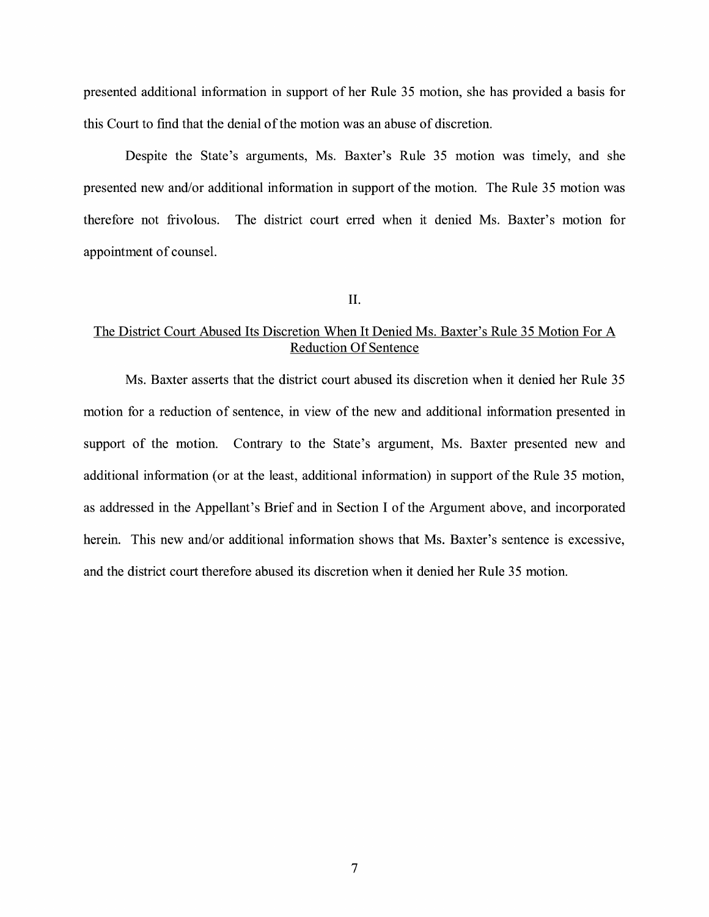presented additional information in support of her Rule 35 motion, she has provided a basis for this Court to find that the denial of the motion was an abuse of discretion.

Despite the State's arguments, Ms. Baxter's Rule 35 motion was timely, and she presented new and/or additional information in support of the motion. The Rule 35 motion was therefore not frivolous. The district court erred when it denied Ms. Baxter's motion for appointment of counsel.

II.

The District Court Abused Its Discretion When It Denied Ms. Baxter's Rule 35 Motion For A Reduction Of Sentence

Ms. Baxter asserts that the district court abused its discretion when it denied her Rule 35 motion for a reduction of sentence, in view of the new and additional information presented in support of the motion. Contrary to the State's argument, Ms. Baxter presented new and additional information (or at the least, additional information) in support of the Rule 35 motion, as addressed in the Appellant's Brief and in Section I of the Argument above, and incorporated herein. This new and/or additional information shows that Ms. Baxter's sentence is excessive, and the district court therefore abused its discretion when it denied her Rule 35 motion.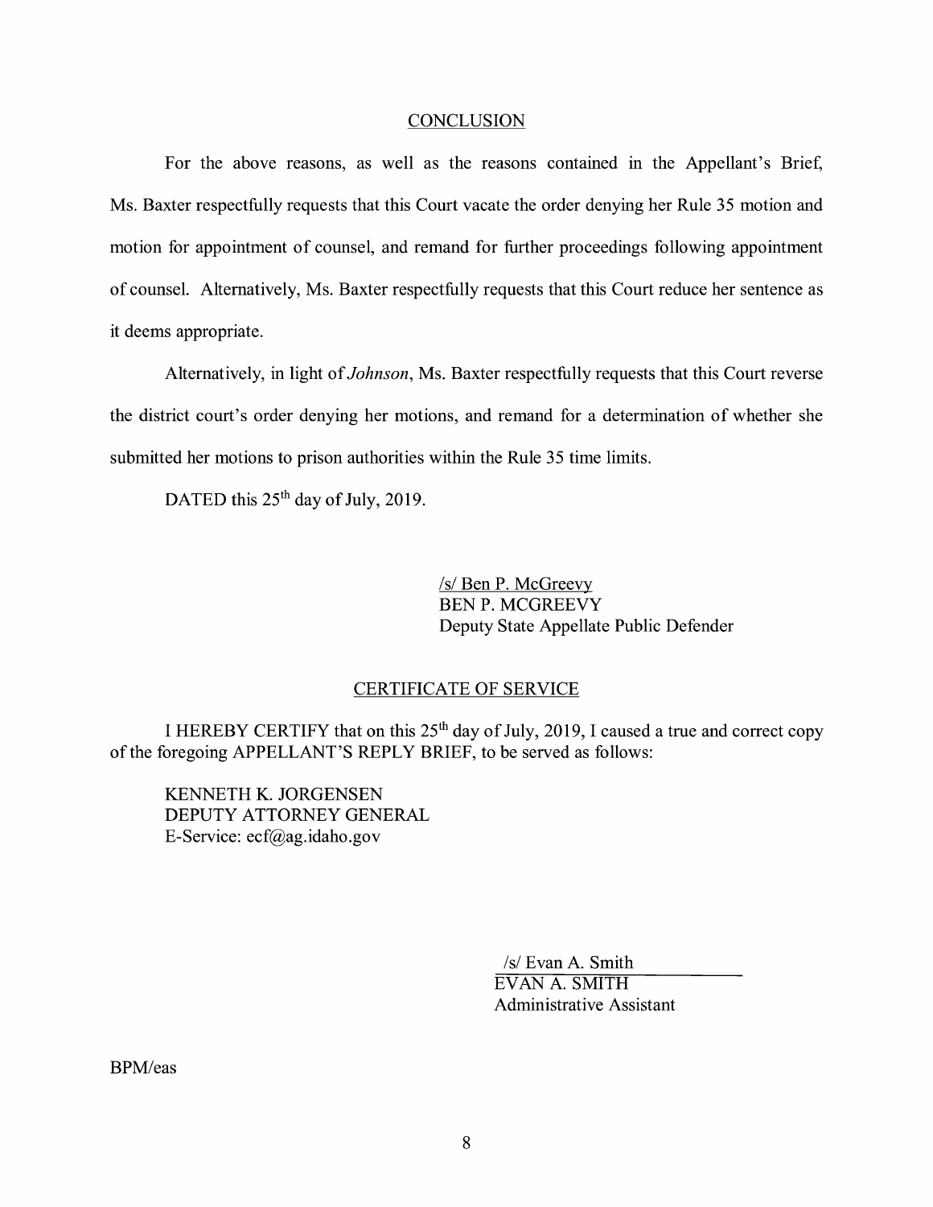## CONCLUSION

For the above reasons, as well as the reasons contained in the Appellant's Brief, Ms. Baxter respectfully requests that this Court vacate the order denying her Rule 35 motion and motion for appointment of counsel, and remand for further proceedings following appointment of counsel. Alternatively, Ms. Baxter respectfully requests that this Court reduce her sentence as it deems appropriate.

Alternatively, in light of *Johnson*, Ms. Baxter respectfully requests that this Court reverse the district court's order denying her motions, and remand for a determination of whether she submitted her motions to prison authorities within the Rule 35 time limits.

DATED this 25th day of July, 2019.

/s/ Ben P. McGreevy
BEN P. MCGREEVY
Deputy State Appellate Public Defender

## CERTIFICATE OF SERVICE

I HEREBY CERTIFY that on this 25th day of July, 2019, I caused a true and correct copy of the foregoing APPELLANT'S REPLY BRIEF, to be served as follows:

KENNETH K. JORGENSEN
DEPUTY ATTORNEY GENERAL
E-Service: ecf@ag.idaho.gov

/s/ Evan A. Smith
EVAN A. SMITH
Administrative Assistant

BPM/eas